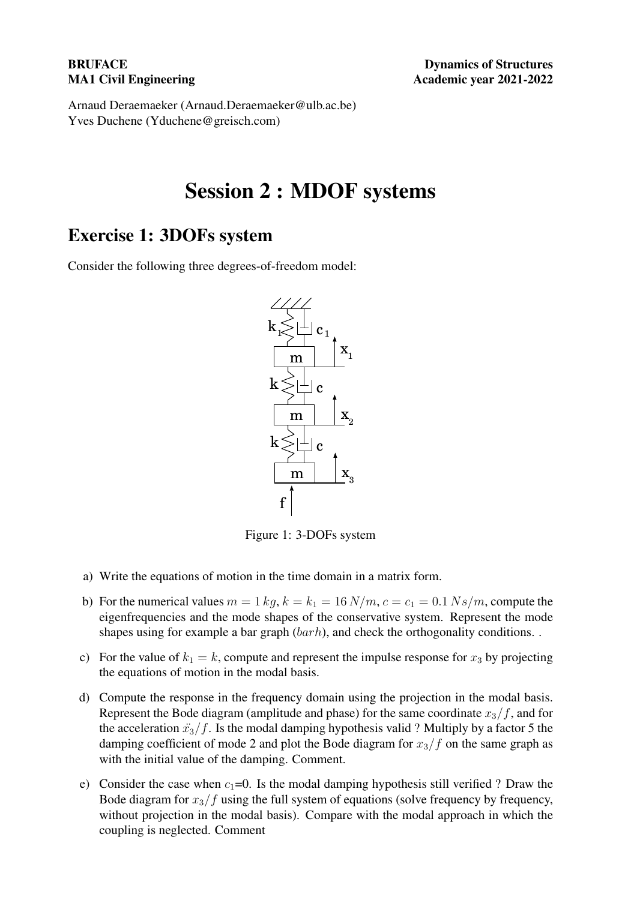**BRUFACE**
**MA1 Civil Engineering**

**Dynamics of Structures**
**Academic year 2021-2022**

Arnaud Deraemaeker (Arnaud.Deraemaeker@ulb.ac.be)
Yves Duchene (Yduchene@greisch.com)

# Session 2 : MDOF systems

## Exercise 1: 3DOFs system

Consider the following three degrees-of-freedom model:

Figure 1: 3-DOFs system

a) Write the equations of motion in the time domain in a matrix form.

b) For the numerical values $m = 1\,kg$, $k = k_1 = 16\,N/m$, $c = c_1 = 0.1\,Ns/m$, compute the eigenfrequencies and the mode shapes of the conservative system. Represent the mode shapes using for example a bar graph ($barh$), and check the orthogonality conditions. .

c) For the value of $k_1 = k$, compute and represent the impulse response for $x_3$ by projecting the equations of motion in the modal basis.

d) Compute the response in the frequency domain using the projection in the modal basis. Represent the Bode diagram (amplitude and phase) for the same coordinate $x_3/f$, and for the acceleration $\ddot{x}_3/f$. Is the modal damping hypothesis valid ? Multiply by a factor 5 the damping coefficient of mode 2 and plot the Bode diagram for $x_3/f$ on the same graph as with the initial value of the damping. Comment.

e) Consider the case when $c_1$=0. Is the modal damping hypothesis still verified ? Draw the Bode diagram for $x_3/f$ using the full system of equations (solve frequency by frequency, without projection in the modal basis). Compare with the modal approach in which the coupling is neglected. Comment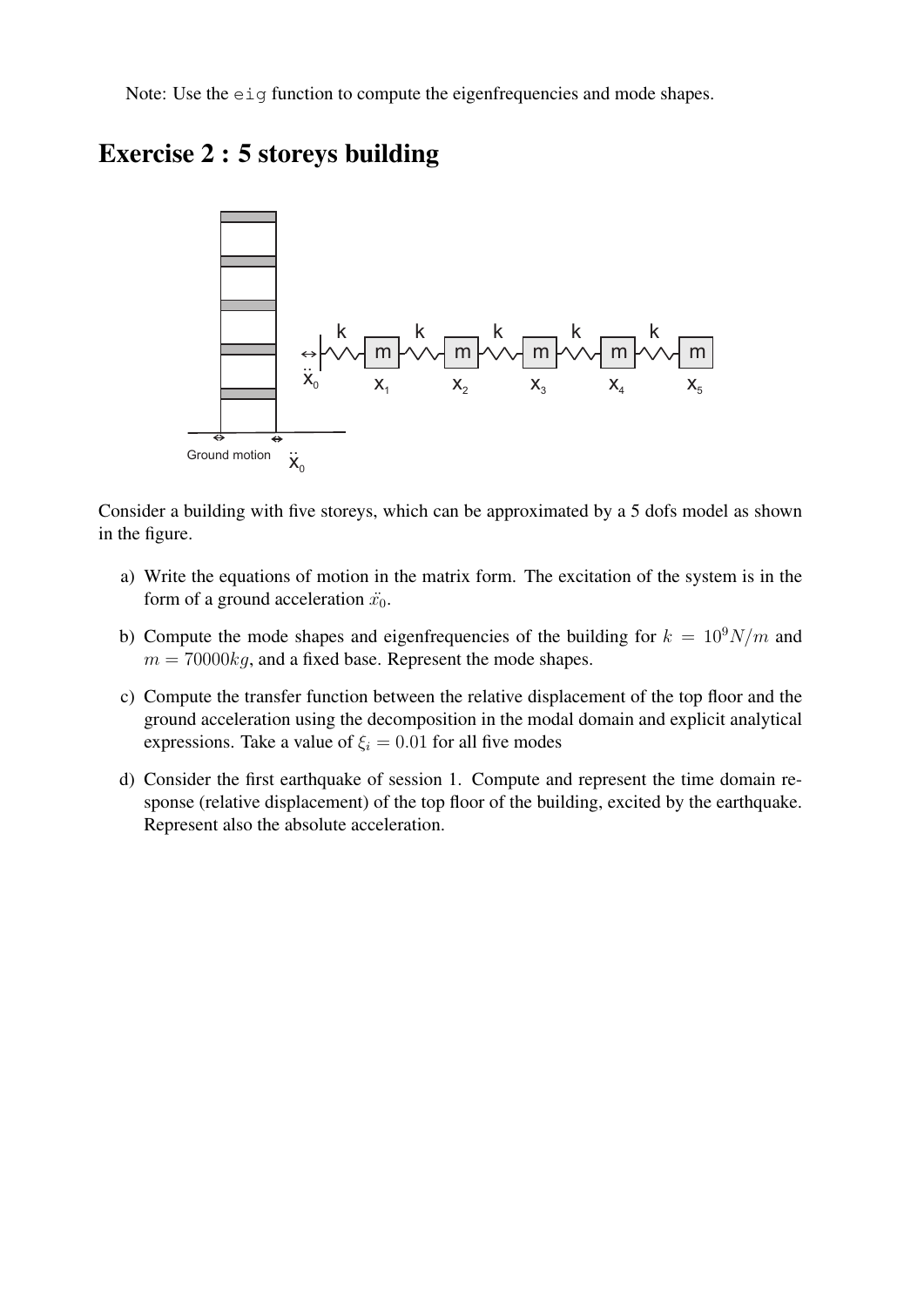Note: Use the `eig` function to compute the eigenfrequencies and mode shapes.

## Exercise 2 : 5 storeys building

k k k k k

m m m m m

$\ddot{x}_0$

$x_1$ $x_2$ $x_3$ $x_4$ $x_5$

Ground motion $\ddot{x}_0$

Consider a building with five storeys, which can be approximated by a 5 dofs model as shown in the figure.

a) Write the equations of motion in the matrix form. The excitation of the system is in the form of a ground acceleration $\ddot{x}_0$.

b) Compute the mode shapes and eigenfrequencies of the building for $k = 10^9 N/m$ and $m = 70000kg$, and a fixed base. Represent the mode shapes.

c) Compute the transfer function between the relative displacement of the top floor and the ground acceleration using the decomposition in the modal domain and explicit analytical expressions. Take a value of $\xi_i = 0.01$ for all five modes

d) Consider the first earthquake of session 1. Compute and represent the time domain response (relative displacement) of the top floor of the building, excited by the earthquake. Represent also the absolute acceleration.